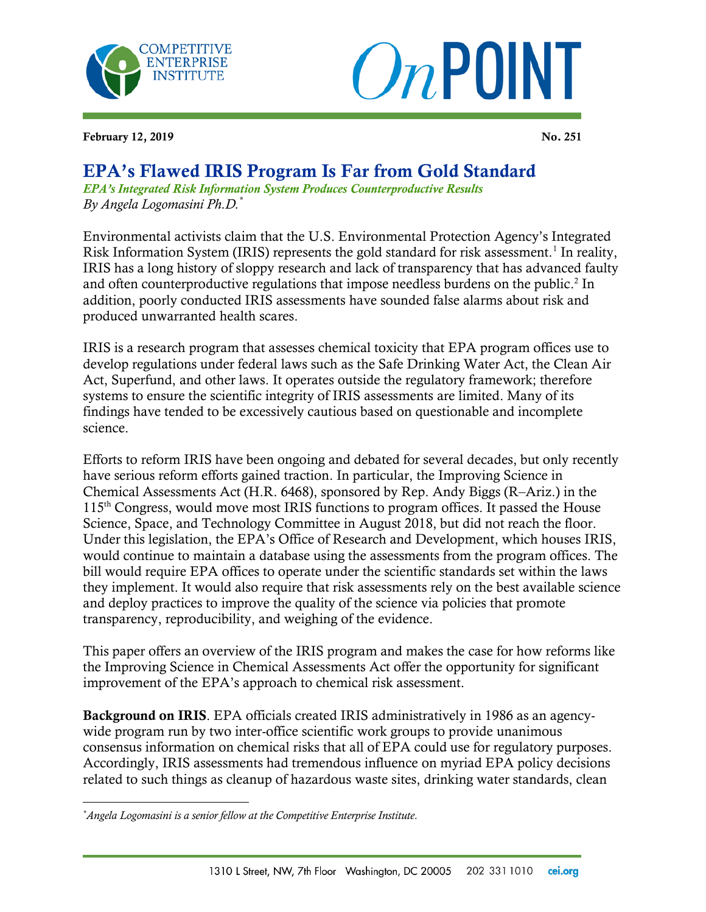February 12, 2019 No. 251

# EPA's Flawed IRIS Program Is Far from Gold Standard

*EPA's Integrated Risk Information System Produces Counterproductive Results*

*By Angela Logomasini Ph.D.**

Environmental activists claim that the U.S. Environmental Protection Agency's Integrated Risk Information System (IRIS) represents the gold standard for risk assessment.[1] In reality, IRIS has a long history of sloppy research and lack of transparency that has advanced faulty and often counterproductive regulations that impose needless burdens on the public.[2] In addition, poorly conducted IRIS assessments have sounded false alarms about risk and produced unwarranted health scares.

IRIS is a research program that assesses chemical toxicity that EPA program offices use to develop regulations under federal laws such as the Safe Drinking Water Act, the Clean Air Act, Superfund, and other laws. It operates outside the regulatory framework; therefore systems to ensure the scientific integrity of IRIS assessments are limited. Many of its findings have tended to be excessively cautious based on questionable and incomplete science.

Efforts to reform IRIS have been ongoing and debated for several decades, but only recently have serious reform efforts gained traction. In particular, the Improving Science in Chemical Assessments Act (H.R. 6468), sponsored by Rep. Andy Biggs (R–Ariz.) in the 115th Congress, would move most IRIS functions to program offices. It passed the House Science, Space, and Technology Committee in August 2018, but did not reach the floor. Under this legislation, the EPA's Office of Research and Development, which houses IRIS, would continue to maintain a database using the assessments from the program offices. The bill would require EPA offices to operate under the scientific standards set within the laws they implement. It would also require that risk assessments rely on the best available science and deploy practices to improve the quality of the science via policies that promote transparency, reproducibility, and weighing of the evidence.

This paper offers an overview of the IRIS program and makes the case for how reforms like the Improving Science in Chemical Assessments Act offer the opportunity for significant improvement of the EPA's approach to chemical risk assessment.

**Background on IRIS**. EPA officials created IRIS administratively in 1986 as an agency-wide program run by two inter-office scientific work groups to provide unanimous consensus information on chemical risks that all of EPA could use for regulatory purposes. Accordingly, IRIS assessments had tremendous influence on myriad EPA policy decisions related to such things as cleanup of hazardous waste sites, drinking water standards, clean

---

*\*Angela Logomasini is a senior fellow at the Competitive Enterprise Institute.*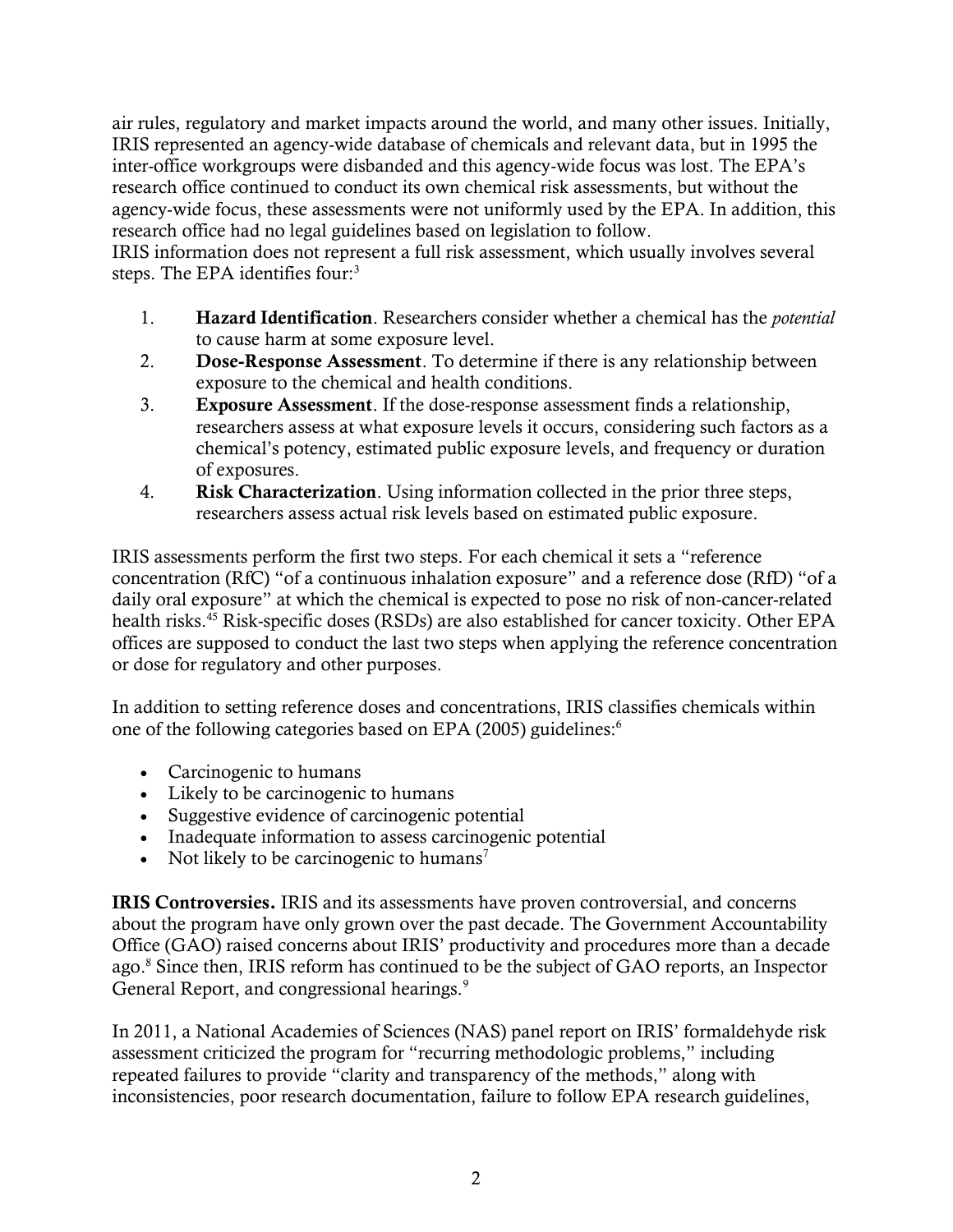air rules, regulatory and market impacts around the world, and many other issues. Initially, IRIS represented an agency-wide database of chemicals and relevant data, but in 1995 the inter-office workgroups were disbanded and this agency-wide focus was lost. The EPA's research office continued to conduct its own chemical risk assessments, but without the agency-wide focus, these assessments were not uniformly used by the EPA. In addition, this research office had no legal guidelines based on legislation to follow.
IRIS information does not represent a full risk assessment, which usually involves several steps. The EPA identifies four:[3]

1. **Hazard Identification**. Researchers consider whether a chemical has the *potential* to cause harm at some exposure level.
2. **Dose-Response Assessment**. To determine if there is any relationship between exposure to the chemical and health conditions.
3. **Exposure Assessment**. If the dose-response assessment finds a relationship, researchers assess at what exposure levels it occurs, considering such factors as a chemical's potency, estimated public exposure levels, and frequency or duration of exposures.
4. **Risk Characterization**. Using information collected in the prior three steps, researchers assess actual risk levels based on estimated public exposure.

IRIS assessments perform the first two steps. For each chemical it sets a "reference concentration (RfC) "of a continuous inhalation exposure" and a reference dose (RfD) "of a daily oral exposure" at which the chemical is expected to pose no risk of non-cancer-related health risks.[45] Risk-specific doses (RSDs) are also established for cancer toxicity. Other EPA offices are supposed to conduct the last two steps when applying the reference concentration or dose for regulatory and other purposes.

In addition to setting reference doses and concentrations, IRIS classifies chemicals within one of the following categories based on EPA (2005) guidelines:[6]

- Carcinogenic to humans
- Likely to be carcinogenic to humans
- Suggestive evidence of carcinogenic potential
- Inadequate information to assess carcinogenic potential
- Not likely to be carcinogenic to humans[7]

**IRIS Controversies.** IRIS and its assessments have proven controversial, and concerns about the program have only grown over the past decade. The Government Accountability Office (GAO) raised concerns about IRIS' productivity and procedures more than a decade ago.[8] Since then, IRIS reform has continued to be the subject of GAO reports, an Inspector General Report, and congressional hearings.[9]

In 2011, a National Academies of Sciences (NAS) panel report on IRIS' formaldehyde risk assessment criticized the program for "recurring methodologic problems," including repeated failures to provide "clarity and transparency of the methods," along with inconsistencies, poor research documentation, failure to follow EPA research guidelines,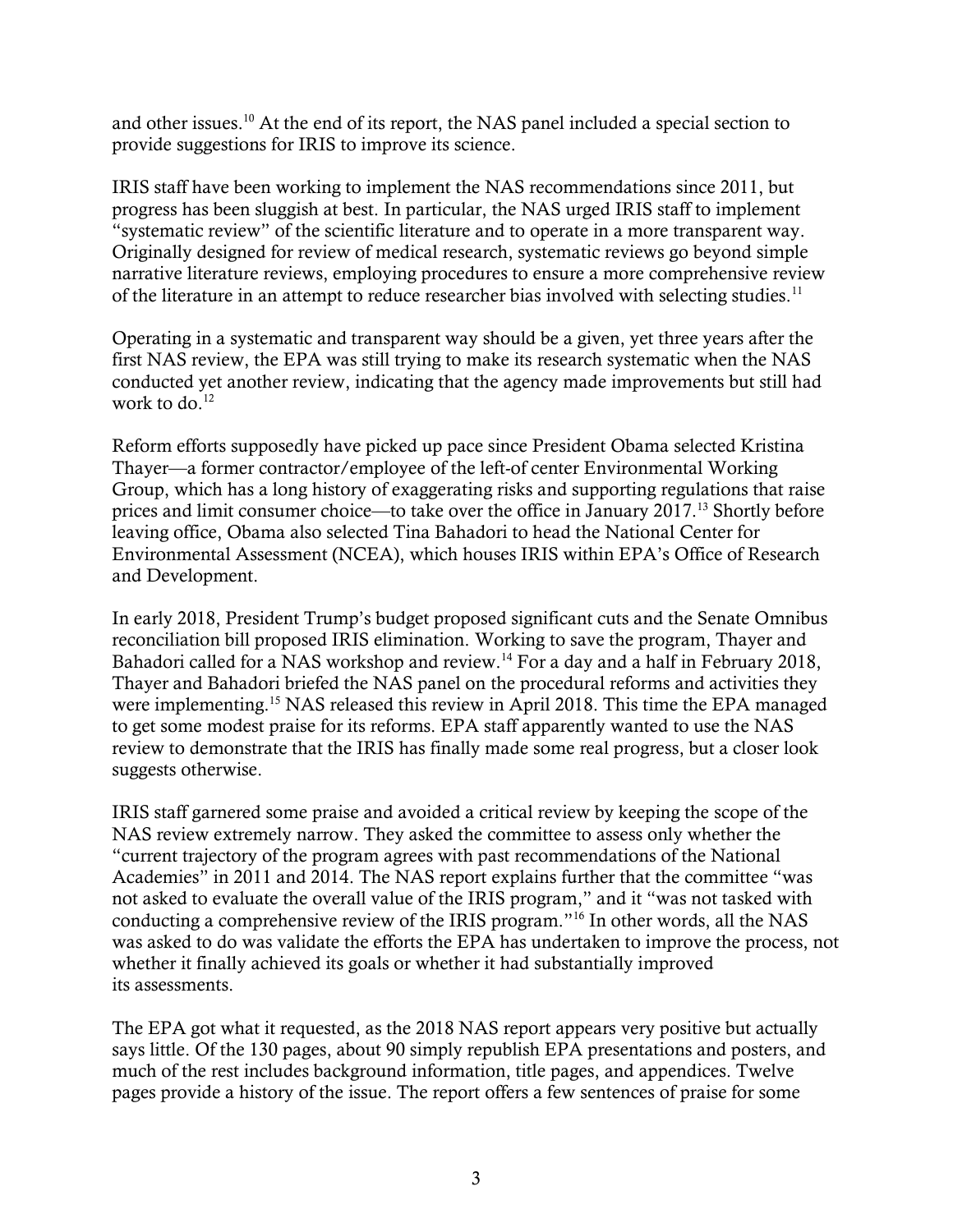and other issues.[10] At the end of its report, the NAS panel included a special section to provide suggestions for IRIS to improve its science.

IRIS staff have been working to implement the NAS recommendations since 2011, but progress has been sluggish at best. In particular, the NAS urged IRIS staff to implement "systematic review" of the scientific literature and to operate in a more transparent way. Originally designed for review of medical research, systematic reviews go beyond simple narrative literature reviews, employing procedures to ensure a more comprehensive review of the literature in an attempt to reduce researcher bias involved with selecting studies.[11]

Operating in a systematic and transparent way should be a given, yet three years after the first NAS review, the EPA was still trying to make its research systematic when the NAS conducted yet another review, indicating that the agency made improvements but still had work to do.[12]

Reform efforts supposedly have picked up pace since President Obama selected Kristina Thayer—a former contractor/employee of the left-of center Environmental Working Group, which has a long history of exaggerating risks and supporting regulations that raise prices and limit consumer choice—to take over the office in January 2017.[13] Shortly before leaving office, Obama also selected Tina Bahadori to head the National Center for Environmental Assessment (NCEA), which houses IRIS within EPA's Office of Research and Development.

In early 2018, President Trump's budget proposed significant cuts and the Senate Omnibus reconciliation bill proposed IRIS elimination. Working to save the program, Thayer and Bahadori called for a NAS workshop and review.[14] For a day and a half in February 2018, Thayer and Bahadori briefed the NAS panel on the procedural reforms and activities they were implementing.[15] NAS released this review in April 2018. This time the EPA managed to get some modest praise for its reforms. EPA staff apparently wanted to use the NAS review to demonstrate that the IRIS has finally made some real progress, but a closer look suggests otherwise.

IRIS staff garnered some praise and avoided a critical review by keeping the scope of the NAS review extremely narrow. They asked the committee to assess only whether the "current trajectory of the program agrees with past recommendations of the National Academies" in 2011 and 2014. The NAS report explains further that the committee "was not asked to evaluate the overall value of the IRIS program," and it "was not tasked with conducting a comprehensive review of the IRIS program."[16] In other words, all the NAS was asked to do was validate the efforts the EPA has undertaken to improve the process, not whether it finally achieved its goals or whether it had substantially improved its assessments.

The EPA got what it requested, as the 2018 NAS report appears very positive but actually says little. Of the 130 pages, about 90 simply republish EPA presentations and posters, and much of the rest includes background information, title pages, and appendices. Twelve pages provide a history of the issue. The report offers a few sentences of praise for some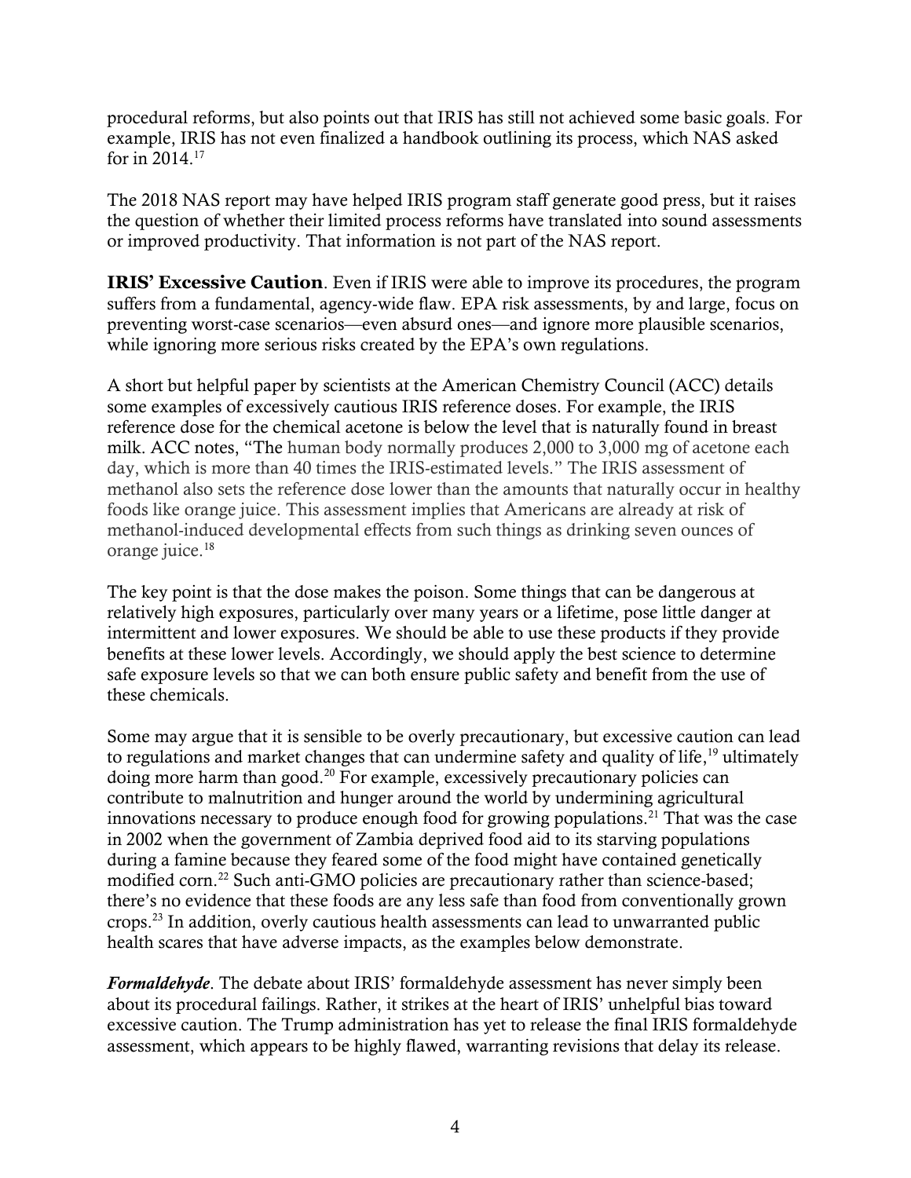procedural reforms, but also points out that IRIS has still not achieved some basic goals. For example, IRIS has not even finalized a handbook outlining its process, which NAS asked for in 2014.[17]

The 2018 NAS report may have helped IRIS program staff generate good press, but it raises the question of whether their limited process reforms have translated into sound assessments or improved productivity. That information is not part of the NAS report.

**IRIS' Excessive Caution**. Even if IRIS were able to improve its procedures, the program suffers from a fundamental, agency-wide flaw. EPA risk assessments, by and large, focus on preventing worst-case scenarios—even absurd ones—and ignore more plausible scenarios, while ignoring more serious risks created by the EPA's own regulations.

A short but helpful paper by scientists at the American Chemistry Council (ACC) details some examples of excessively cautious IRIS reference doses. For example, the IRIS reference dose for the chemical acetone is below the level that is naturally found in breast milk. ACC notes, "The human body normally produces 2,000 to 3,000 mg of acetone each day, which is more than 40 times the IRIS-estimated levels." The IRIS assessment of methanol also sets the reference dose lower than the amounts that naturally occur in healthy foods like orange juice. This assessment implies that Americans are already at risk of methanol-induced developmental effects from such things as drinking seven ounces of orange juice.[18]

The key point is that the dose makes the poison. Some things that can be dangerous at relatively high exposures, particularly over many years or a lifetime, pose little danger at intermittent and lower exposures. We should be able to use these products if they provide benefits at these lower levels. Accordingly, we should apply the best science to determine safe exposure levels so that we can both ensure public safety and benefit from the use of these chemicals.

Some may argue that it is sensible to be overly precautionary, but excessive caution can lead to regulations and market changes that can undermine safety and quality of life,[19] ultimately doing more harm than good.[20] For example, excessively precautionary policies can contribute to malnutrition and hunger around the world by undermining agricultural innovations necessary to produce enough food for growing populations.[21] That was the case in 2002 when the government of Zambia deprived food aid to its starving populations during a famine because they feared some of the food might have contained genetically modified corn.[22] Such anti-GMO policies are precautionary rather than science-based; there's no evidence that these foods are any less safe than food from conventionally grown crops.[23] In addition, overly cautious health assessments can lead to unwarranted public health scares that have adverse impacts, as the examples below demonstrate.

***Formaldehyde***. The debate about IRIS' formaldehyde assessment has never simply been about its procedural failings. Rather, it strikes at the heart of IRIS' unhelpful bias toward excessive caution. The Trump administration has yet to release the final IRIS formaldehyde assessment, which appears to be highly flawed, warranting revisions that delay its release.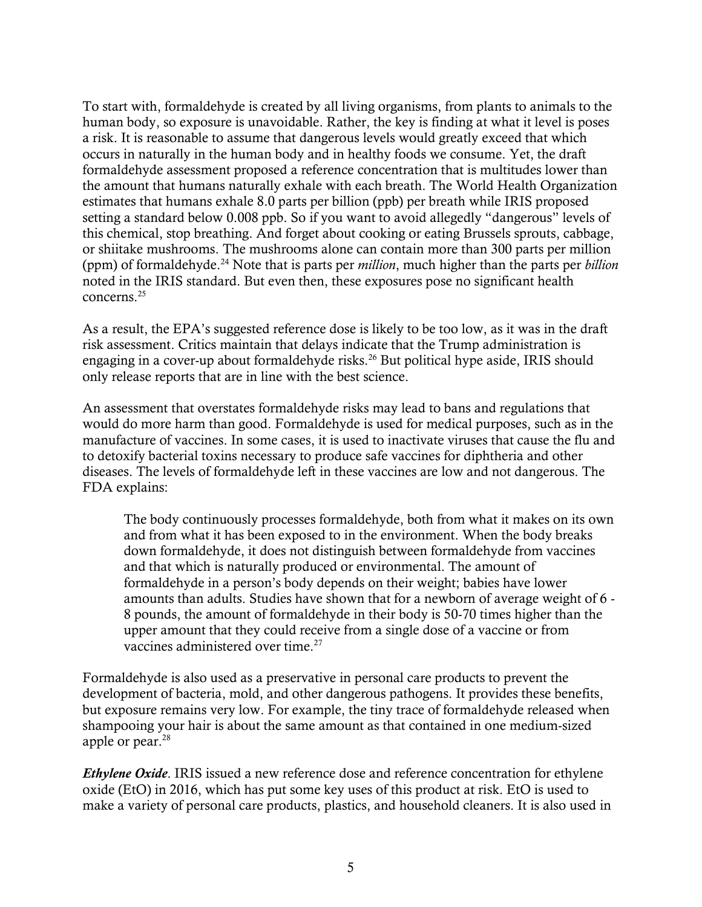To start with, formaldehyde is created by all living organisms, from plants to animals to the human body, so exposure is unavoidable. Rather, the key is finding at what it level is poses a risk. It is reasonable to assume that dangerous levels would greatly exceed that which occurs in naturally in the human body and in healthy foods we consume. Yet, the draft formaldehyde assessment proposed a reference concentration that is multitudes lower than the amount that humans naturally exhale with each breath. The World Health Organization estimates that humans exhale 8.0 parts per billion (ppb) per breath while IRIS proposed setting a standard below 0.008 ppb. So if you want to avoid allegedly "dangerous" levels of this chemical, stop breathing. And forget about cooking or eating Brussels sprouts, cabbage, or shiitake mushrooms. The mushrooms alone can contain more than 300 parts per million (ppm) of formaldehyde.[24] Note that is parts per *million*, much higher than the parts per *billion* noted in the IRIS standard. But even then, these exposures pose no significant health concerns.[25]

As a result, the EPA's suggested reference dose is likely to be too low, as it was in the draft risk assessment. Critics maintain that delays indicate that the Trump administration is engaging in a cover-up about formaldehyde risks.[26] But political hype aside, IRIS should only release reports that are in line with the best science.

An assessment that overstates formaldehyde risks may lead to bans and regulations that would do more harm than good. Formaldehyde is used for medical purposes, such as in the manufacture of vaccines. In some cases, it is used to inactivate viruses that cause the flu and to detoxify bacterial toxins necessary to produce safe vaccines for diphtheria and other diseases. The levels of formaldehyde left in these vaccines are low and not dangerous. The FDA explains:

> The body continuously processes formaldehyde, both from what it makes on its own and from what it has been exposed to in the environment. When the body breaks down formaldehyde, it does not distinguish between formaldehyde from vaccines and that which is naturally produced or environmental. The amount of formaldehyde in a person's body depends on their weight; babies have lower amounts than adults. Studies have shown that for a newborn of average weight of 6 - 8 pounds, the amount of formaldehyde in their body is 50-70 times higher than the upper amount that they could receive from a single dose of a vaccine or from vaccines administered over time.[27]

Formaldehyde is also used as a preservative in personal care products to prevent the development of bacteria, mold, and other dangerous pathogens. It provides these benefits, but exposure remains very low. For example, the tiny trace of formaldehyde released when shampooing your hair is about the same amount as that contained in one medium-sized apple or pear.[28]

***Ethylene Oxide***. IRIS issued a new reference dose and reference concentration for ethylene oxide (EtO) in 2016, which has put some key uses of this product at risk. EtO is used to make a variety of personal care products, plastics, and household cleaners. It is also used in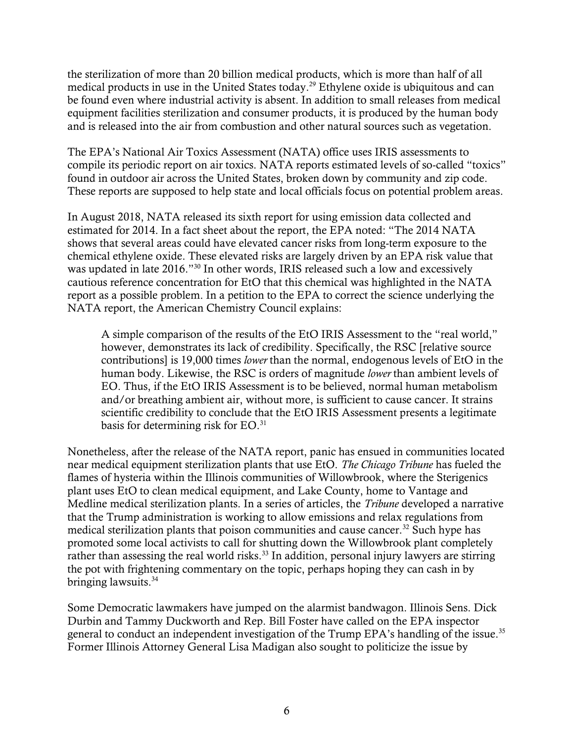the sterilization of more than 20 billion medical products, which is more than half of all medical products in use in the United States today.[29] Ethylene oxide is ubiquitous and can be found even where industrial activity is absent. In addition to small releases from medical equipment facilities sterilization and consumer products, it is produced by the human body and is released into the air from combustion and other natural sources such as vegetation.

The EPA's National Air Toxics Assessment (NATA) office uses IRIS assessments to compile its periodic report on air toxics. NATA reports estimated levels of so-called "toxics" found in outdoor air across the United States, broken down by community and zip code. These reports are supposed to help state and local officials focus on potential problem areas.

In August 2018, NATA released its sixth report for using emission data collected and estimated for 2014. In a fact sheet about the report, the EPA noted: "The 2014 NATA shows that several areas could have elevated cancer risks from long-term exposure to the chemical ethylene oxide. These elevated risks are largely driven by an EPA risk value that was updated in late 2016."[30] In other words, IRIS released such a low and excessively cautious reference concentration for EtO that this chemical was highlighted in the NATA report as a possible problem. In a petition to the EPA to correct the science underlying the NATA report, the American Chemistry Council explains:

> A simple comparison of the results of the EtO IRIS Assessment to the "real world," however, demonstrates its lack of credibility. Specifically, the RSC [relative source contributions] is 19,000 times *lower* than the normal, endogenous levels of EtO in the human body. Likewise, the RSC is orders of magnitude *lower* than ambient levels of EO. Thus, if the EtO IRIS Assessment is to be believed, normal human metabolism and/or breathing ambient air, without more, is sufficient to cause cancer. It strains scientific credibility to conclude that the EtO IRIS Assessment presents a legitimate basis for determining risk for EO.[31]

Nonetheless, after the release of the NATA report, panic has ensued in communities located near medical equipment sterilization plants that use EtO. *The Chicago Tribune* has fueled the flames of hysteria within the Illinois communities of Willowbrook, where the Sterigenics plant uses EtO to clean medical equipment, and Lake County, home to Vantage and Medline medical sterilization plants. In a series of articles, the *Tribune* developed a narrative that the Trump administration is working to allow emissions and relax regulations from medical sterilization plants that poison communities and cause cancer.[32] Such hype has promoted some local activists to call for shutting down the Willowbrook plant completely rather than assessing the real world risks.[33] In addition, personal injury lawyers are stirring the pot with frightening commentary on the topic, perhaps hoping they can cash in by bringing lawsuits.[34]

Some Democratic lawmakers have jumped on the alarmist bandwagon. Illinois Sens. Dick Durbin and Tammy Duckworth and Rep. Bill Foster have called on the EPA inspector general to conduct an independent investigation of the Trump EPA's handling of the issue.[35] Former Illinois Attorney General Lisa Madigan also sought to politicize the issue by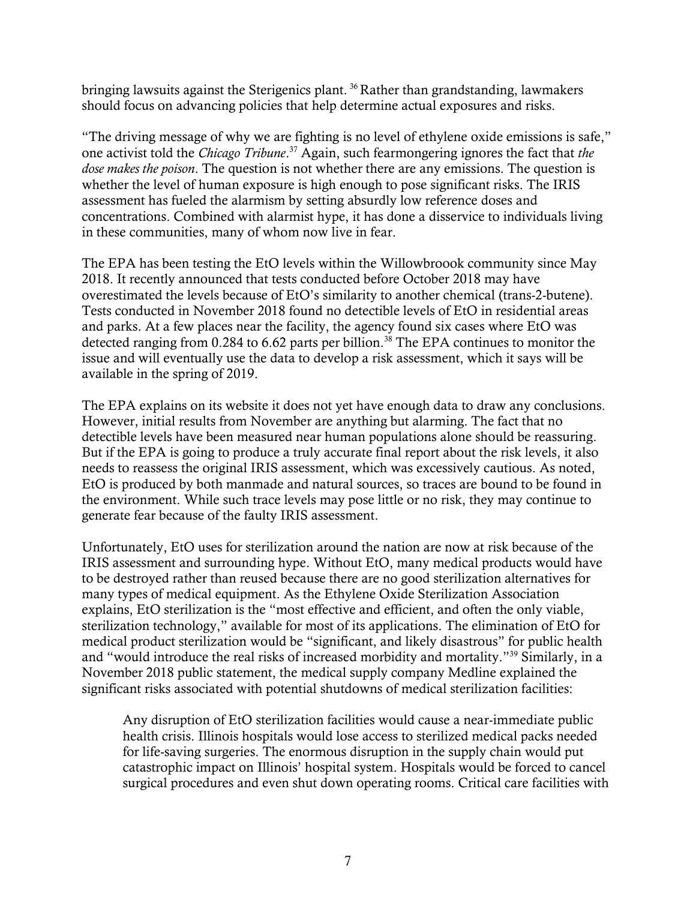bringing lawsuits against the Sterigenics plant.[36] Rather than grandstanding, lawmakers should focus on advancing policies that help determine actual exposures and risks.

"The driving message of why we are fighting is no level of ethylene oxide emissions is safe," one activist told the *Chicago Tribune*.[37] Again, such fearmongering ignores the fact that *the dose makes the poison*. The question is not whether there are any emissions. The question is whether the level of human exposure is high enough to pose significant risks. The IRIS assessment has fueled the alarmism by setting absurdly low reference doses and concentrations. Combined with alarmist hype, it has done a disservice to individuals living in these communities, many of whom now live in fear.

The EPA has been testing the EtO levels within the Willowbroook community since May 2018. It recently announced that tests conducted before October 2018 may have overestimated the levels because of EtO's similarity to another chemical (trans-2-butene). Tests conducted in November 2018 found no detectible levels of EtO in residential areas and parks. At a few places near the facility, the agency found six cases where EtO was detected ranging from 0.284 to 6.62 parts per billion.[38] The EPA continues to monitor the issue and will eventually use the data to develop a risk assessment, which it says will be available in the spring of 2019.

The EPA explains on its website it does not yet have enough data to draw any conclusions. However, initial results from November are anything but alarming. The fact that no detectible levels have been measured near human populations alone should be reassuring. But if the EPA is going to produce a truly accurate final report about the risk levels, it also needs to reassess the original IRIS assessment, which was excessively cautious. As noted, EtO is produced by both manmade and natural sources, so traces are bound to be found in the environment. While such trace levels may pose little or no risk, they may continue to generate fear because of the faulty IRIS assessment.

Unfortunately, EtO uses for sterilization around the nation are now at risk because of the IRIS assessment and surrounding hype. Without EtO, many medical products would have to be destroyed rather than reused because there are no good sterilization alternatives for many types of medical equipment. As the Ethylene Oxide Sterilization Association explains, EtO sterilization is the "most effective and efficient, and often the only viable, sterilization technology," available for most of its applications. The elimination of EtO for medical product sterilization would be "significant, and likely disastrous" for public health and "would introduce the real risks of increased morbidity and mortality."[39] Similarly, in a November 2018 public statement, the medical supply company Medline explained the significant risks associated with potential shutdowns of medical sterilization facilities:

> Any disruption of EtO sterilization facilities would cause a near-immediate public health crisis. Illinois hospitals would lose access to sterilized medical packs needed for life-saving surgeries. The enormous disruption in the supply chain would put catastrophic impact on Illinois' hospital system. Hospitals would be forced to cancel surgical procedures and even shut down operating rooms. Critical care facilities with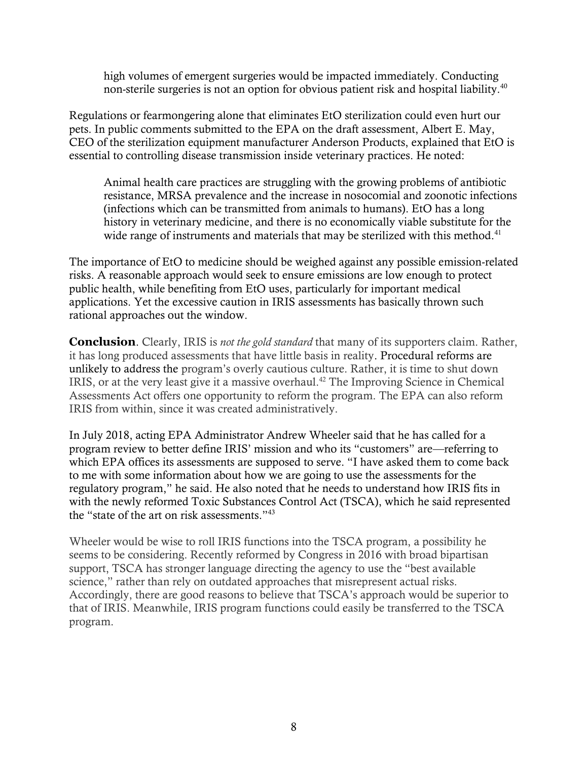> high volumes of emergent surgeries would be impacted immediately. Conducting non-sterile surgeries is not an option for obvious patient risk and hospital liability.[40]

Regulations or fearmongering alone that eliminates EtO sterilization could even hurt our pets. In public comments submitted to the EPA on the draft assessment, Albert E. May, CEO of the sterilization equipment manufacturer Anderson Products, explained that EtO is essential to controlling disease transmission inside veterinary practices. He noted:

> Animal health care practices are struggling with the growing problems of antibiotic resistance, MRSA prevalence and the increase in nosocomial and zoonotic infections (infections which can be transmitted from animals to humans). EtO has a long history in veterinary medicine, and there is no economically viable substitute for the wide range of instruments and materials that may be sterilized with this method.[41]

The importance of EtO to medicine should be weighed against any possible emission-related risks. A reasonable approach would seek to ensure emissions are low enough to protect public health, while benefiting from EtO uses, particularly for important medical applications. Yet the excessive caution in IRIS assessments has basically thrown such rational approaches out the window.

**Conclusion**. Clearly, IRIS is *not the gold standard* that many of its supporters claim. Rather, it has long produced assessments that have little basis in reality. Procedural reforms are unlikely to address the program's overly cautious culture. Rather, it is time to shut down IRIS, or at the very least give it a massive overhaul.[42] The Improving Science in Chemical Assessments Act offers one opportunity to reform the program. The EPA can also reform IRIS from within, since it was created administratively.

In July 2018, acting EPA Administrator Andrew Wheeler said that he has called for a program review to better define IRIS' mission and who its "customers" are—referring to which EPA offices its assessments are supposed to serve. "I have asked them to come back to me with some information about how we are going to use the assessments for the regulatory program," he said. He also noted that he needs to understand how IRIS fits in with the newly reformed Toxic Substances Control Act (TSCA), which he said represented the "state of the art on risk assessments."[43]

Wheeler would be wise to roll IRIS functions into the TSCA program, a possibility he seems to be considering. Recently reformed by Congress in 2016 with broad bipartisan support, TSCA has stronger language directing the agency to use the "best available science," rather than rely on outdated approaches that misrepresent actual risks. Accordingly, there are good reasons to believe that TSCA's approach would be superior to that of IRIS. Meanwhile, IRIS program functions could easily be transferred to the TSCA program.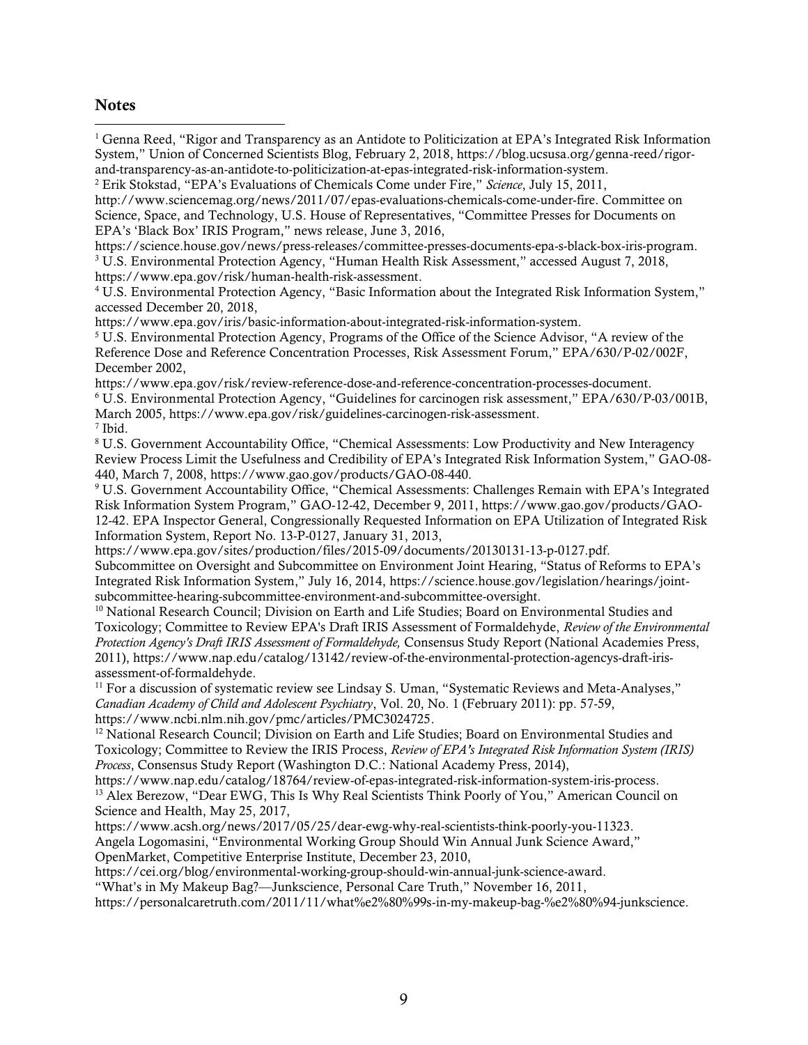## Notes

[1] Genna Reed, "Rigor and Transparency as an Antidote to Politicization at EPA's Integrated Risk Information System," Union of Concerned Scientists Blog, February 2, 2018, https://blog.ucsusa.org/genna-reed/rigor-and-transparency-as-an-antidote-to-politicization-at-epas-integrated-risk-information-system.

[2] Erik Stokstad, "EPA's Evaluations of Chemicals Come under Fire," *Science*, July 15, 2011, http://www.sciencemag.org/news/2011/07/epas-evaluations-chemicals-come-under-fire. Committee on Science, Space, and Technology, U.S. House of Representatives, "Committee Presses for Documents on EPA's 'Black Box' IRIS Program," news release, June 3, 2016, https://science.house.gov/news/press-releases/committee-presses-documents-epa-s-black-box-iris-program.

[3] U.S. Environmental Protection Agency, "Human Health Risk Assessment," accessed August 7, 2018, https://www.epa.gov/risk/human-health-risk-assessment.

[4] U.S. Environmental Protection Agency, "Basic Information about the Integrated Risk Information System," accessed December 20, 2018, https://www.epa.gov/iris/basic-information-about-integrated-risk-information-system.

[5] U.S. Environmental Protection Agency, Programs of the Office of the Science Advisor, "A review of the Reference Dose and Reference Concentration Processes, Risk Assessment Forum," EPA/630/P-02/002F, December 2002, https://www.epa.gov/risk/review-reference-dose-and-reference-concentration-processes-document.

[6] U.S. Environmental Protection Agency, "Guidelines for carcinogen risk assessment," EPA/630/P-03/001B, March 2005, https://www.epa.gov/risk/guidelines-carcinogen-risk-assessment.

[7] Ibid.

[8] U.S. Government Accountability Office, "Chemical Assessments: Low Productivity and New Interagency Review Process Limit the Usefulness and Credibility of EPA's Integrated Risk Information System," GAO-08-440, March 7, 2008, https://www.gao.gov/products/GAO-08-440.

[9] U.S. Government Accountability Office, "Chemical Assessments: Challenges Remain with EPA's Integrated Risk Information System Program," GAO-12-42, December 9, 2011, https://www.gao.gov/products/GAO-12-42. EPA Inspector General, Congressionally Requested Information on EPA Utilization of Integrated Risk Information System, Report No. 13-P-0127, January 31, 2013, https://www.epa.gov/sites/production/files/2015-09/documents/20130131-13-p-0127.pdf. Subcommittee on Oversight and Subcommittee on Environment Joint Hearing, "Status of Reforms to EPA's Integrated Risk Information System," July 16, 2014, https://science.house.gov/legislation/hearings/joint-subcommittee-hearing-subcommittee-environment-and-subcommittee-oversight.

[10] National Research Council; Division on Earth and Life Studies; Board on Environmental Studies and Toxicology; Committee to Review EPA's Draft IRIS Assessment of Formaldehyde, *Review of the Environmental Protection Agency's Draft IRIS Assessment of Formaldehyde,* Consensus Study Report (National Academies Press, 2011), https://www.nap.edu/catalog/13142/review-of-the-environmental-protection-agencys-draft-iris-assessment-of-formaldehyde.

[11] For a discussion of systematic review see Lindsay S. Uman, "Systematic Reviews and Meta-Analyses," *Canadian Academy of Child and Adolescent Psychiatry*, Vol. 20, No. 1 (February 2011): pp. 57-59, https://www.ncbi.nlm.nih.gov/pmc/articles/PMC3024725.

[12] National Research Council; Division on Earth and Life Studies; Board on Environmental Studies and Toxicology; Committee to Review the IRIS Process, *Review of EPA's Integrated Risk Information System (IRIS) Process*, Consensus Study Report (Washington D.C.: National Academy Press, 2014), https://www.nap.edu/catalog/18764/review-of-epas-integrated-risk-information-system-iris-process.

[13] Alex Berezow, "Dear EWG, This Is Why Real Scientists Think Poorly of You," American Council on Science and Health, May 25, 2017, https://www.acsh.org/news/2017/05/25/dear-ewg-why-real-scientists-think-poorly-you-11323. Angela Logomasini, "Environmental Working Group Should Win Annual Junk Science Award," OpenMarket, Competitive Enterprise Institute, December 23, 2010, https://cei.org/blog/environmental-working-group-should-win-annual-junk-science-award. "What's in My Makeup Bag?—Junkscience, Personal Care Truth," November 16, 2011, https://personalcaretruth.com/2011/11/what%e2%80%99s-in-my-makeup-bag-%e2%80%94-junkscience.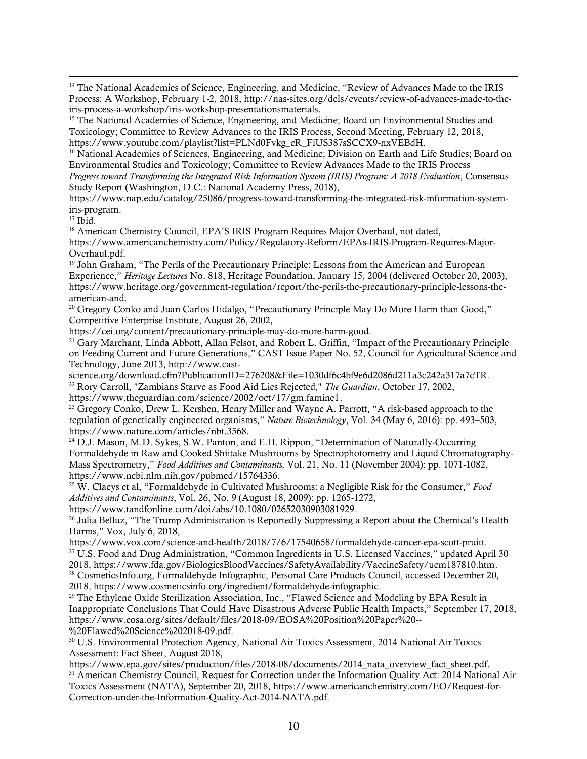[14] The National Academies of Science, Engineering, and Medicine, "Review of Advances Made to the IRIS Process: A Workshop, February 1-2, 2018, http://nas-sites.org/dels/events/review-of-advances-made-to-the-iris-process-a-workshop/iris-workshop-presentationsmaterials.

[15] The National Academies of Science, Engineering, and Medicine; Board on Environmental Studies and Toxicology; Committee to Review Advances to the IRIS Process, Second Meeting, February 12, 2018, https://www.youtube.com/playlist?list=PLNd0Fvkg_cR_FiUS387sSCCX9-nxVEBdH.

[16] National Academies of Sciences, Engineering, and Medicine; Division on Earth and Life Studies; Board on Environmental Studies and Toxicology; Committee to Review Advances Made to the IRIS Process *Progress toward Transforming the Integrated Risk Information System (IRIS) Program: A 2018 Evaluation*, Consensus Study Report (Washington, D.C.: National Academy Press, 2018), https://www.nap.edu/catalog/25086/progress-toward-transforming-the-integrated-risk-information-system-iris-program.

[17] Ibid.

[18] American Chemistry Council, EPA'S IRIS Program Requires Major Overhaul, not dated, https://www.americanchemistry.com/Policy/Regulatory-Reform/EPAs-IRIS-Program-Requires-Major-Overhaul.pdf.

[19] John Graham, "The Perils of the Precautionary Principle: Lessons from the American and European Experience," *Heritage Lectures* No. 818, Heritage Foundation, January 15, 2004 (delivered October 20, 2003), https://www.heritage.org/government-regulation/report/the-perils-the-precautionary-principle-lessons-the-american-and.

[20] Gregory Conko and Juan Carlos Hidalgo, "Precautionary Principle May Do More Harm than Good," Competitive Enterprise Institute, August 26, 2002, https://cei.org/content/precautionary-principle-may-do-more-harm-good.

[21] Gary Marchant, Linda Abbott, Allan Felsot, and Robert L. Griffin, "Impact of the Precautionary Principle on Feeding Current and Future Generations," CAST Issue Paper No. 52, Council for Agricultural Science and Technology, June 2013, http://www.cast-science.org/download.cfm?PublicationID=276208&File=1030df6c4bf9e6d2086d211a3c242a317a7cTR.

[22] Rory Carroll, "Zambians Starve as Food Aid Lies Rejected," *The Guardian*, October 17, 2002, https://www.theguardian.com/science/2002/oct/17/gm.famine1.

[23] Gregory Conko, Drew L. Kershen, Henry Miller and Wayne A. Parrott, "A risk-based approach to the regulation of genetically engineered organisms," *Nature Biotechnology*, Vol. 34 (May 6, 2016): pp. 493–503, https://www.nature.com/articles/nbt.3568.

[24] D.J. Mason, M.D. Sykes, S.W. Panton, and E.H. Rippon, "Determination of Naturally-Occurring Formaldehyde in Raw and Cooked Shiitake Mushrooms by Spectrophotometry and Liquid Chromatography-Mass Spectrometry," *Food Additives and Contaminants,* Vol. 21, No. 11 (November 2004): pp. 1071-1082, https://www.ncbi.nlm.nih.gov/pubmed/15764336.

[25] W. Claeys et al, "Formaldehyde in Cultivated Mushrooms: a Negligible Risk for the Consumer," *Food Additives and Contaminants*, Vol. 26, No. 9 (August 18, 2009): pp. 1265-1272, https://www.tandfonline.com/doi/abs/10.1080/02652030903081929.

[26] Julia Belluz, "The Trump Administration is Reportedly Suppressing a Report about the Chemical's Health Harms," Vox, July 6, 2018, https://www.vox.com/science-and-health/2018/7/6/17540658/formaldehyde-cancer-epa-scott-pruitt.

[27] U.S. Food and Drug Administration, "Common Ingredients in U.S. Licensed Vaccines," updated April 30 2018, https://www.fda.gov/BiologicsBloodVaccines/SafetyAvailability/VaccineSafety/ucm187810.htm.

[28] CosmeticsInfo.org, Formaldehyde Infographic, Personal Care Products Council, accessed December 20, 2018, https://www.cosmeticsinfo.org/ingredient/formaldehyde-infographic.

[29] The Ethylene Oxide Sterilization Association, Inc., "Flawed Science and Modeling by EPA Result in Inappropriate Conclusions That Could Have Disastrous Adverse Public Health Impacts," September 17, 2018, https://www.eosa.org/sites/default/files/2018-09/EOSA%20Position%20Paper%20--%20Flawed%20Science%202018-09.pdf.

[30] U.S. Environmental Protection Agency, National Air Toxics Assessment, 2014 National Air Toxics Assessment: Fact Sheet, August 2018, https://www.epa.gov/sites/production/files/2018-08/documents/2014_nata_overview_fact_sheet.pdf.

[31] American Chemistry Council, Request for Correction under the Information Quality Act: 2014 National Air Toxics Assessment (NATA), September 20, 2018, https://www.americanchemistry.com/EO/Request-for-Correction-under-the-Information-Quality-Act-2014-NATA.pdf.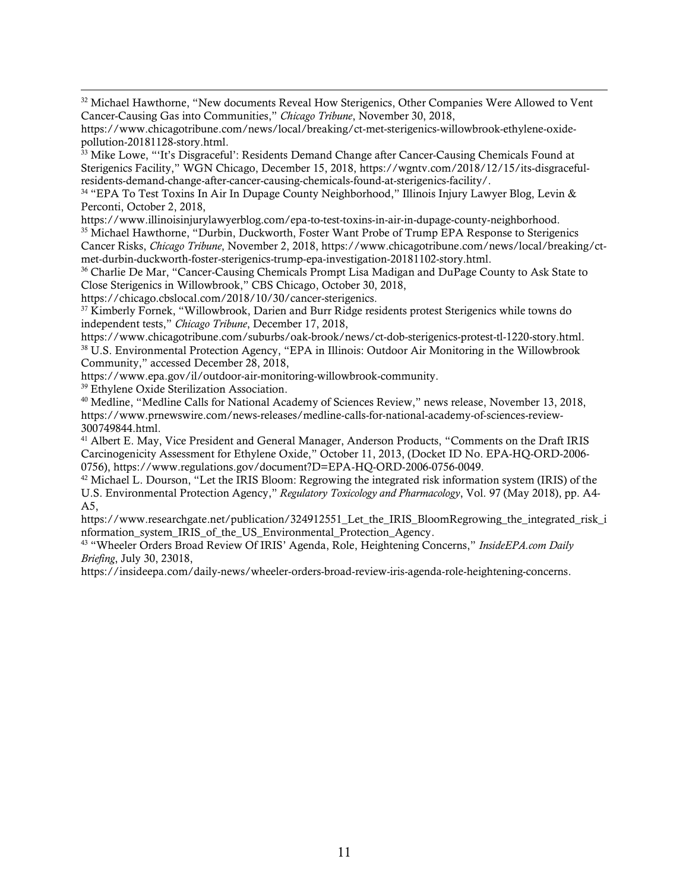[32] Michael Hawthorne, "New documents Reveal How Sterigenics, Other Companies Were Allowed to Vent Cancer-Causing Gas into Communities," *Chicago Tribune*, November 30, 2018, https://www.chicagotribune.com/news/local/breaking/ct-met-sterigenics-willowbrook-ethylene-oxide-pollution-20181128-story.html.

[33] Mike Lowe, "'It's Disgraceful': Residents Demand Change after Cancer-Causing Chemicals Found at Sterigenics Facility," WGN Chicago, December 15, 2018, https://wgntv.com/2018/12/15/its-disgraceful-residents-demand-change-after-cancer-causing-chemicals-found-at-sterigenics-facility/.

[34] "EPA To Test Toxins In Air In Dupage County Neighborhood," Illinois Injury Lawyer Blog, Levin & Perconti, October 2, 2018, https://www.illinoisinjurylawyerblog.com/epa-to-test-toxins-in-air-in-dupage-county-neighborhood.

[35] Michael Hawthorne, "Durbin, Duckworth, Foster Want Probe of Trump EPA Response to Sterigenics Cancer Risks, *Chicago Tribune*, November 2, 2018, https://www.chicagotribune.com/news/local/breaking/ct-met-durbin-duckworth-foster-sterigenics-trump-epa-investigation-20181102-story.html.

[36] Charlie De Mar, "Cancer-Causing Chemicals Prompt Lisa Madigan and DuPage County to Ask State to Close Sterigenics in Willowbrook," CBS Chicago, October 30, 2018, https://chicago.cbslocal.com/2018/10/30/cancer-sterigenics.

[37] Kimberly Fornek, "Willowbrook, Darien and Burr Ridge residents protest Sterigenics while towns do independent tests," *Chicago Tribune*, December 17, 2018, https://www.chicagotribune.com/suburbs/oak-brook/news/ct-dob-sterigenics-protest-tl-1220-story.html.

[38] U.S. Environmental Protection Agency, "EPA in Illinois: Outdoor Air Monitoring in the Willowbrook Community," accessed December 28, 2018, https://www.epa.gov/il/outdoor-air-monitoring-willowbrook-community.

[39] Ethylene Oxide Sterilization Association.

[40] Medline, "Medline Calls for National Academy of Sciences Review," news release, November 13, 2018, https://www.prnewswire.com/news-releases/medline-calls-for-national-academy-of-sciences-review-300749844.html.

[41] Albert E. May, Vice President and General Manager, Anderson Products, "Comments on the Draft IRIS Carcinogenicity Assessment for Ethylene Oxide," October 11, 2013, (Docket ID No. EPA-HQ-ORD-2006-0756), https://www.regulations.gov/document?D=EPA-HQ-ORD-2006-0756-0049.

[42] Michael L. Dourson, "Let the IRIS Bloom: Regrowing the integrated risk information system (IRIS) of the U.S. Environmental Protection Agency," *Regulatory Toxicology and Pharmacology*, Vol. 97 (May 2018), pp. A4-A5, https://www.researchgate.net/publication/324912551_Let_the_IRIS_BloomRegrowing_the_integrated_risk_information_system_IRIS_of_the_US_Environmental_Protection_Agency.

[43] "Wheeler Orders Broad Review Of IRIS' Agenda, Role, Heightening Concerns," *InsideEPA.com Daily Briefing*, July 30, 23018, https://insideepa.com/daily-news/wheeler-orders-broad-review-iris-agenda-role-heightening-concerns.